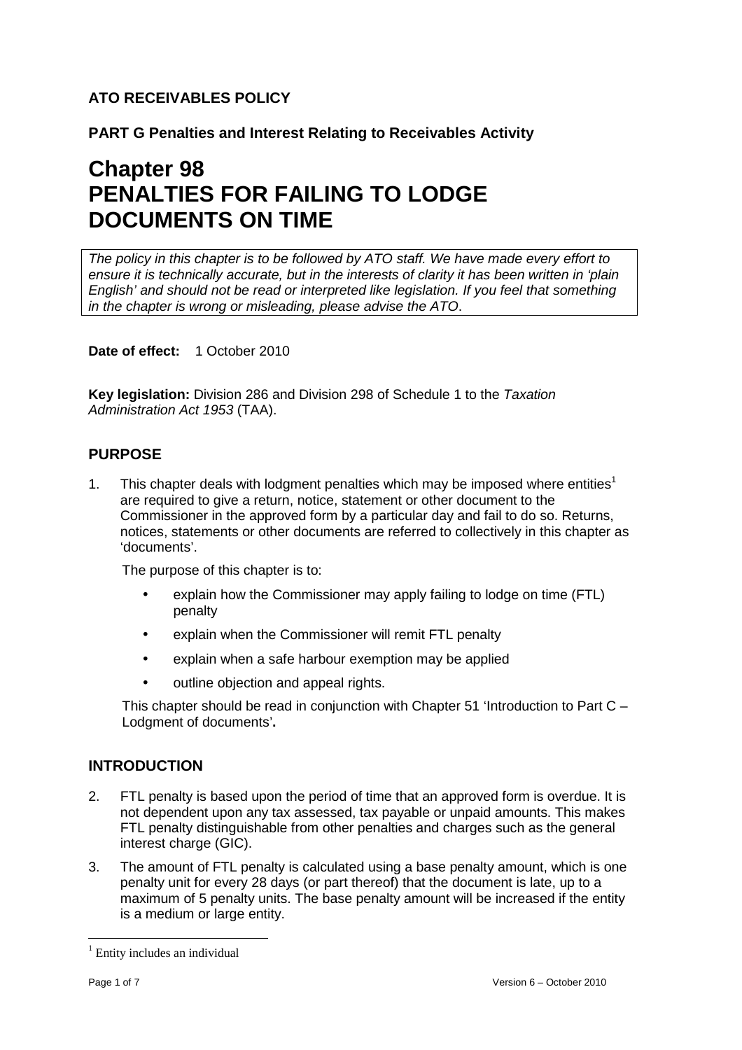**ATO RECEIVABLES POLICY**

**PART G Penalties and Interest Relating to Receivables Activity**

# Chapter 98
# PENALTIES FOR FAILING TO LODGE DOCUMENTS ON TIME

*The policy in this chapter is to be followed by ATO staff. We have made every effort to ensure it is technically accurate, but in the interests of clarity it has been written in 'plain English' and should not be read or interpreted like legislation. If you feel that something in the chapter is wrong or misleading, please advise the ATO.*

**Date of effect:** 1 October 2010

**Key legislation:** Division 286 and Division 298 of Schedule 1 to the *Taxation Administration Act 1953* (TAA).

## PURPOSE

1. This chapter deals with lodgment penalties which may be imposed where entities[1] are required to give a return, notice, statement or other document to the Commissioner in the approved form by a particular day and fail to do so. Returns, notices, statements or other documents are referred to collectively in this chapter as 'documents'.

   The purpose of this chapter is to:

   - explain how the Commissioner may apply failing to lodge on time (FTL) penalty
   - explain when the Commissioner will remit FTL penalty
   - explain when a safe harbour exemption may be applied
   - outline objection and appeal rights.

   This chapter should be read in conjunction with Chapter 51 'Introduction to Part C – Lodgment of documents'**.**

## INTRODUCTION

2. FTL penalty is based upon the period of time that an approved form is overdue. It is not dependent upon any tax assessed, tax payable or unpaid amounts. This makes FTL penalty distinguishable from other penalties and charges such as the general interest charge (GIC).
3. The amount of FTL penalty is calculated using a base penalty amount, which is one penalty unit for every 28 days (or part thereof) that the document is late, up to a maximum of 5 penalty units. The base penalty amount will be increased if the entity is a medium or large entity.

[1] Entity includes an individual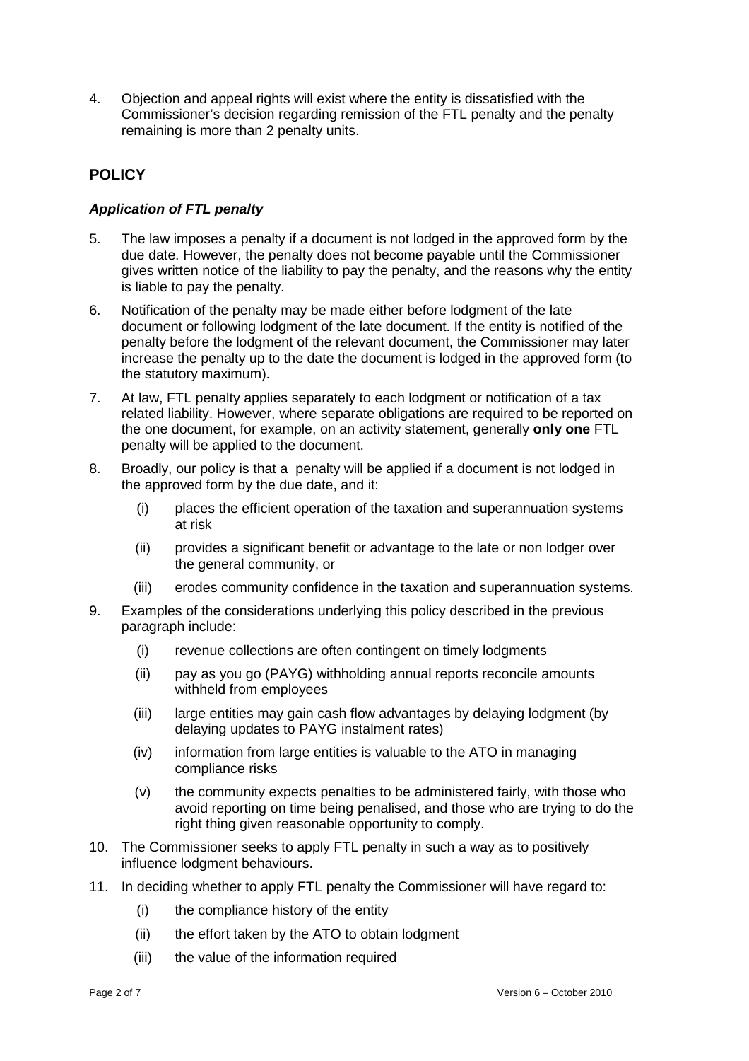4. Objection and appeal rights will exist where the entity is dissatisfied with the Commissioner's decision regarding remission of the FTL penalty and the penalty remaining is more than 2 penalty units.

## POLICY

### *Application of FTL penalty*

5. The law imposes a penalty if a document is not lodged in the approved form by the due date. However, the penalty does not become payable until the Commissioner gives written notice of the liability to pay the penalty, and the reasons why the entity is liable to pay the penalty.

6. Notification of the penalty may be made either before lodgment of the late document or following lodgment of the late document. If the entity is notified of the penalty before the lodgment of the relevant document, the Commissioner may later increase the penalty up to the date the document is lodged in the approved form (to the statutory maximum).

7. At law, FTL penalty applies separately to each lodgment or notification of a tax related liability. However, where separate obligations are required to be reported on the one document, for example, on an activity statement, generally **only one** FTL penalty will be applied to the document.

8. Broadly, our policy is that a penalty will be applied if a document is not lodged in the approved form by the due date, and it:

   (i) places the efficient operation of the taxation and superannuation systems at risk

   (ii) provides a significant benefit or advantage to the late or non lodger over the general community, or

   (iii) erodes community confidence in the taxation and superannuation systems.

9. Examples of the considerations underlying this policy described in the previous paragraph include:

   (i) revenue collections are often contingent on timely lodgments

   (ii) pay as you go (PAYG) withholding annual reports reconcile amounts withheld from employees

   (iii) large entities may gain cash flow advantages by delaying lodgment (by delaying updates to PAYG instalment rates)

   (iv) information from large entities is valuable to the ATO in managing compliance risks

   (v) the community expects penalties to be administered fairly, with those who avoid reporting on time being penalised, and those who are trying to do the right thing given reasonable opportunity to comply.

10. The Commissioner seeks to apply FTL penalty in such a way as to positively influence lodgment behaviours.

11. In deciding whether to apply FTL penalty the Commissioner will have regard to:

    (i) the compliance history of the entity

    (ii) the effort taken by the ATO to obtain lodgment

    (iii) the value of the information required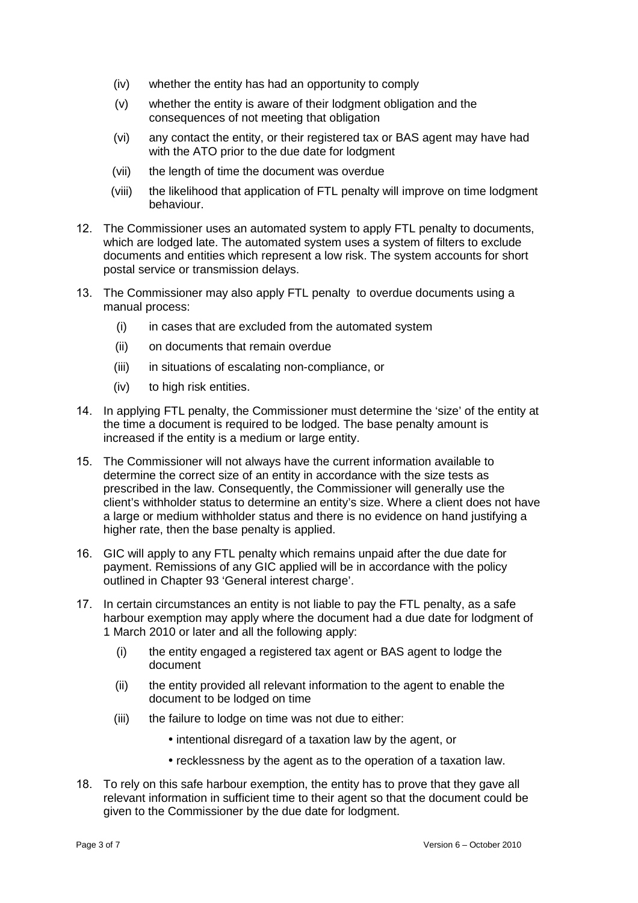(iv) whether the entity has had an opportunity to comply

(v) whether the entity is aware of their lodgment obligation and the consequences of not meeting that obligation

(vi) any contact the entity, or their registered tax or BAS agent may have had with the ATO prior to the due date for lodgment

(vii) the length of time the document was overdue

(viii) the likelihood that application of FTL penalty will improve on time lodgment behaviour.

12. The Commissioner uses an automated system to apply FTL penalty to documents, which are lodged late. The automated system uses a system of filters to exclude documents and entities which represent a low risk. The system accounts for short postal service or transmission delays.

13. The Commissioner may also apply FTL penalty to overdue documents using a manual process:

    (i) in cases that are excluded from the automated system

    (ii) on documents that remain overdue

    (iii) in situations of escalating non-compliance, or

    (iv) to high risk entities.

14. In applying FTL penalty, the Commissioner must determine the 'size' of the entity at the time a document is required to be lodged. The base penalty amount is increased if the entity is a medium or large entity.

15. The Commissioner will not always have the current information available to determine the correct size of an entity in accordance with the size tests as prescribed in the law. Consequently, the Commissioner will generally use the client's withholder status to determine an entity's size. Where a client does not have a large or medium withholder status and there is no evidence on hand justifying a higher rate, then the base penalty is applied.

16. GIC will apply to any FTL penalty which remains unpaid after the due date for payment. Remissions of any GIC applied will be in accordance with the policy outlined in Chapter 93 'General interest charge'.

17. In certain circumstances an entity is not liable to pay the FTL penalty, as a safe harbour exemption may apply where the document had a due date for lodgment of 1 March 2010 or later and all the following apply:

    (i) the entity engaged a registered tax agent or BAS agent to lodge the document

    (ii) the entity provided all relevant information to the agent to enable the document to be lodged on time

    (iii) the failure to lodge on time was not due to either:

    - intentional disregard of a taxation law by the agent, or
    - recklessness by the agent as to the operation of a taxation law.

18. To rely on this safe harbour exemption, the entity has to prove that they gave all relevant information in sufficient time to their agent so that the document could be given to the Commissioner by the due date for lodgment.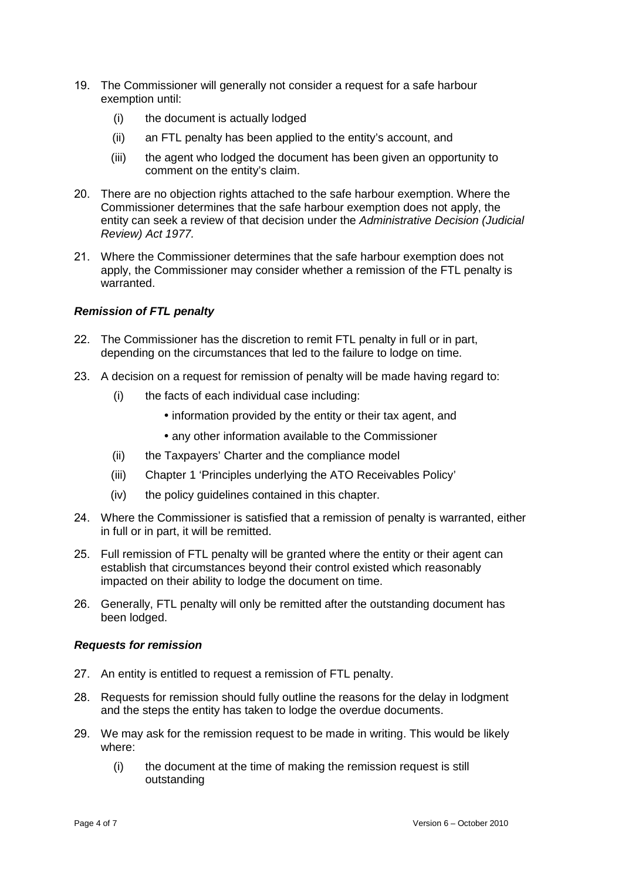19. The Commissioner will generally not consider a request for a safe harbour exemption until:

    (i) the document is actually lodged

    (ii) an FTL penalty has been applied to the entity's account, and

    (iii) the agent who lodged the document has been given an opportunity to comment on the entity's claim.

20. There are no objection rights attached to the safe harbour exemption. Where the Commissioner determines that the safe harbour exemption does not apply, the entity can seek a review of that decision under the *Administrative Decision (Judicial Review) Act 1977.*

21. Where the Commissioner determines that the safe harbour exemption does not apply, the Commissioner may consider whether a remission of the FTL penalty is warranted.

### *Remission of FTL penalty*

22. The Commissioner has the discretion to remit FTL penalty in full or in part, depending on the circumstances that led to the failure to lodge on time.

23. A decision on a request for remission of penalty will be made having regard to:

    (i) the facts of each individual case including:

    - information provided by the entity or their tax agent, and
    - any other information available to the Commissioner

    (ii) the Taxpayers' Charter and the compliance model

    (iii) Chapter 1 'Principles underlying the ATO Receivables Policy'

    (iv) the policy guidelines contained in this chapter.

24. Where the Commissioner is satisfied that a remission of penalty is warranted, either in full or in part, it will be remitted.

25. Full remission of FTL penalty will be granted where the entity or their agent can establish that circumstances beyond their control existed which reasonably impacted on their ability to lodge the document on time.

26. Generally, FTL penalty will only be remitted after the outstanding document has been lodged.

### *Requests for remission*

27. An entity is entitled to request a remission of FTL penalty.

28. Requests for remission should fully outline the reasons for the delay in lodgment and the steps the entity has taken to lodge the overdue documents.

29. We may ask for the remission request to be made in writing. This would be likely where:

    (i) the document at the time of making the remission request is still outstanding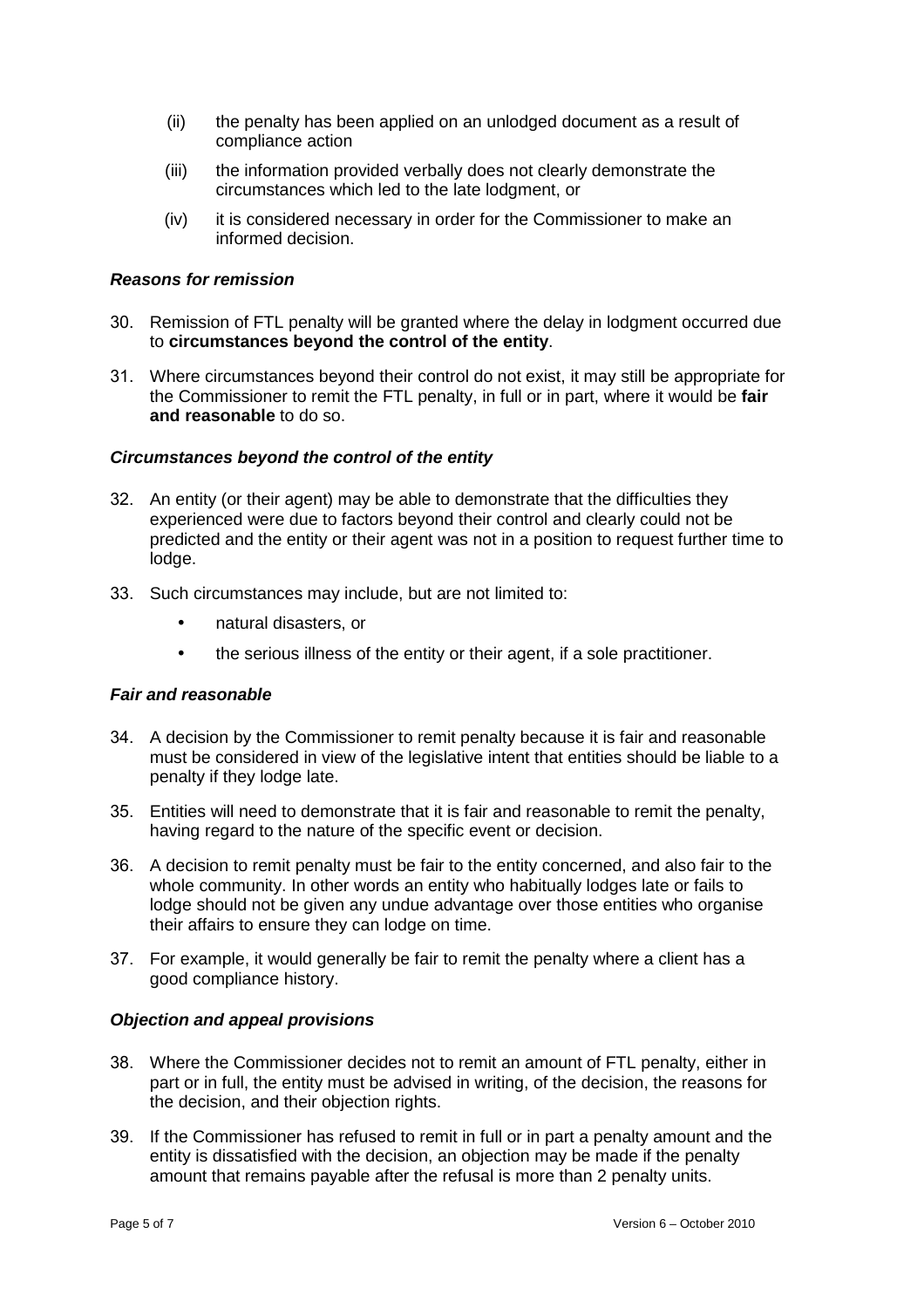(ii) the penalty has been applied on an unlodged document as a result of compliance action

(iii) the information provided verbally does not clearly demonstrate the circumstances which led to the late lodgment, or

(iv) it is considered necessary in order for the Commissioner to make an informed decision.

### *Reasons for remission*

30. Remission of FTL penalty will be granted where the delay in lodgment occurred due to **circumstances beyond the control of the entity**.

31. Where circumstances beyond their control do not exist, it may still be appropriate for the Commissioner to remit the FTL penalty, in full or in part, where it would be **fair and reasonable** to do so.

### *Circumstances beyond the control of the entity*

32. An entity (or their agent) may be able to demonstrate that the difficulties they experienced were due to factors beyond their control and clearly could not be predicted and the entity or their agent was not in a position to request further time to lodge.

33. Such circumstances may include, but are not limited to:

- natural disasters, or
- the serious illness of the entity or their agent, if a sole practitioner.

### *Fair and reasonable*

34. A decision by the Commissioner to remit penalty because it is fair and reasonable must be considered in view of the legislative intent that entities should be liable to a penalty if they lodge late.

35. Entities will need to demonstrate that it is fair and reasonable to remit the penalty, having regard to the nature of the specific event or decision.

36. A decision to remit penalty must be fair to the entity concerned, and also fair to the whole community. In other words an entity who habitually lodges late or fails to lodge should not be given any undue advantage over those entities who organise their affairs to ensure they can lodge on time.

37. For example, it would generally be fair to remit the penalty where a client has a good compliance history.

### *Objection and appeal provisions*

38. Where the Commissioner decides not to remit an amount of FTL penalty, either in part or in full, the entity must be advised in writing, of the decision, the reasons for the decision, and their objection rights.

39. If the Commissioner has refused to remit in full or in part a penalty amount and the entity is dissatisfied with the decision, an objection may be made if the penalty amount that remains payable after the refusal is more than 2 penalty units.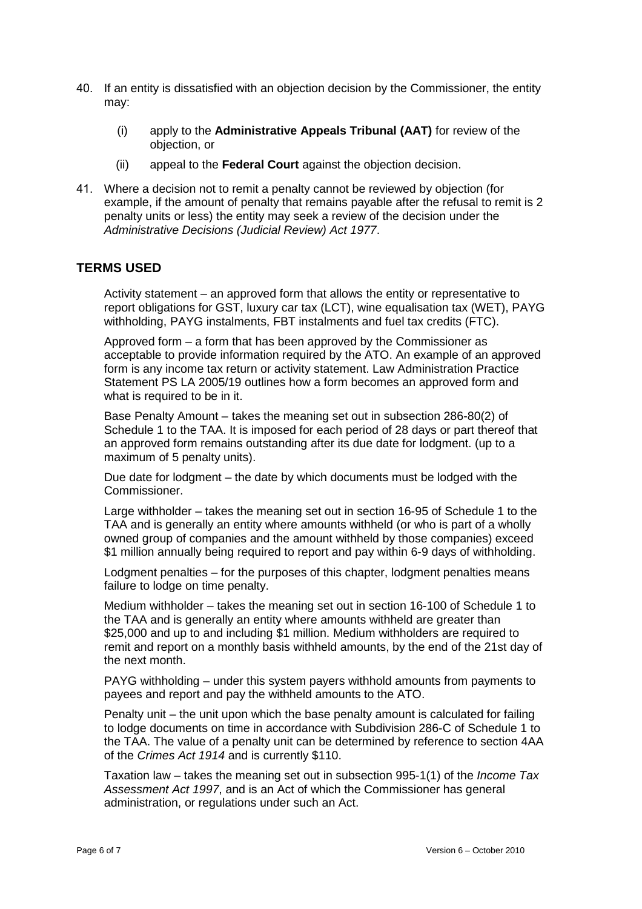40. If an entity is dissatisfied with an objection decision by the Commissioner, the entity may:

    (i) apply to the **Administrative Appeals Tribunal (AAT)** for review of the objection, or

    (ii) appeal to the **Federal Court** against the objection decision.

41. Where a decision not to remit a penalty cannot be reviewed by objection (for example, if the amount of penalty that remains payable after the refusal to remit is 2 penalty units or less) the entity may seek a review of the decision under the *Administrative Decisions (Judicial Review) Act 1977*.

## TERMS USED

Activity statement – an approved form that allows the entity or representative to report obligations for GST, luxury car tax (LCT), wine equalisation tax (WET), PAYG withholding, PAYG instalments, FBT instalments and fuel tax credits (FTC).

Approved form – a form that has been approved by the Commissioner as acceptable to provide information required by the ATO. An example of an approved form is any income tax return or activity statement. Law Administration Practice Statement PS LA 2005/19 outlines how a form becomes an approved form and what is required to be in it.

Base Penalty Amount – takes the meaning set out in subsection 286-80(2) of Schedule 1 to the TAA. It is imposed for each period of 28 days or part thereof that an approved form remains outstanding after its due date for lodgment. (up to a maximum of 5 penalty units).

Due date for lodgment – the date by which documents must be lodged with the Commissioner.

Large withholder – takes the meaning set out in section 16-95 of Schedule 1 to the TAA and is generally an entity where amounts withheld (or who is part of a wholly owned group of companies and the amount withheld by those companies) exceed $1 million annually being required to report and pay within 6-9 days of withholding.

Lodgment penalties – for the purposes of this chapter, lodgment penalties means failure to lodge on time penalty.

Medium withholder – takes the meaning set out in section 16-100 of Schedule 1 to the TAA and is generally an entity where amounts withheld are greater than $25,000 and up to and including $1 million. Medium withholders are required to remit and report on a monthly basis withheld amounts, by the end of the 21st day of the next month.

PAYG withholding – under this system payers withhold amounts from payments to payees and report and pay the withheld amounts to the ATO.

Penalty unit – the unit upon which the base penalty amount is calculated for failing to lodge documents on time in accordance with Subdivision 286-C of Schedule 1 to the TAA. The value of a penalty unit can be determined by reference to section 4AA of the *Crimes Act 1914* and is currently $110.

Taxation law – takes the meaning set out in subsection 995-1(1) of the *Income Tax Assessment Act 1997*, and is an Act of which the Commissioner has general administration, or regulations under such an Act.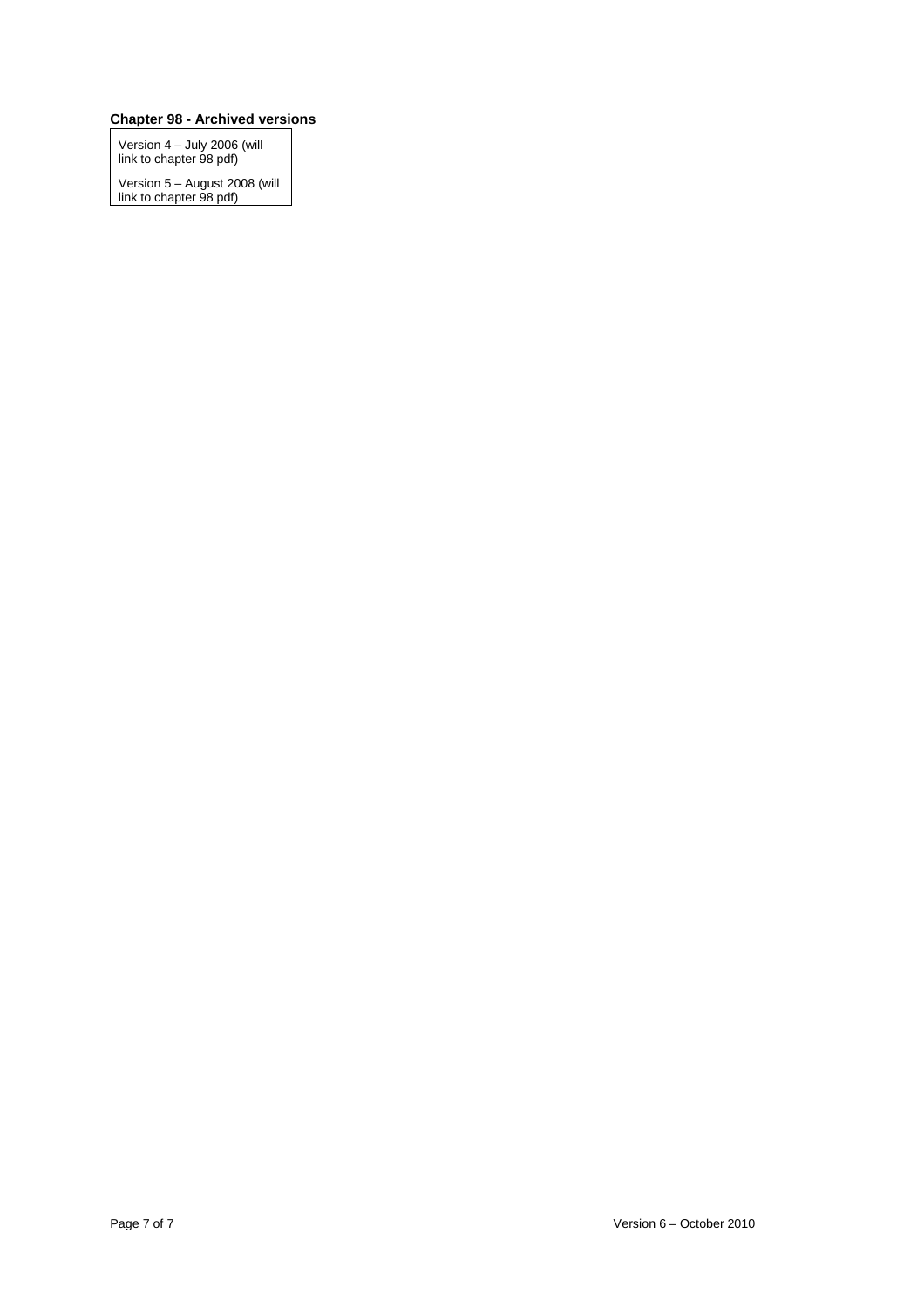**Chapter 98 - Archived versions**

| |
|---|
| Version 4 – July 2006 (will link to chapter 98 pdf) |
| Version 5 – August 2008 (will link to chapter 98 pdf) |